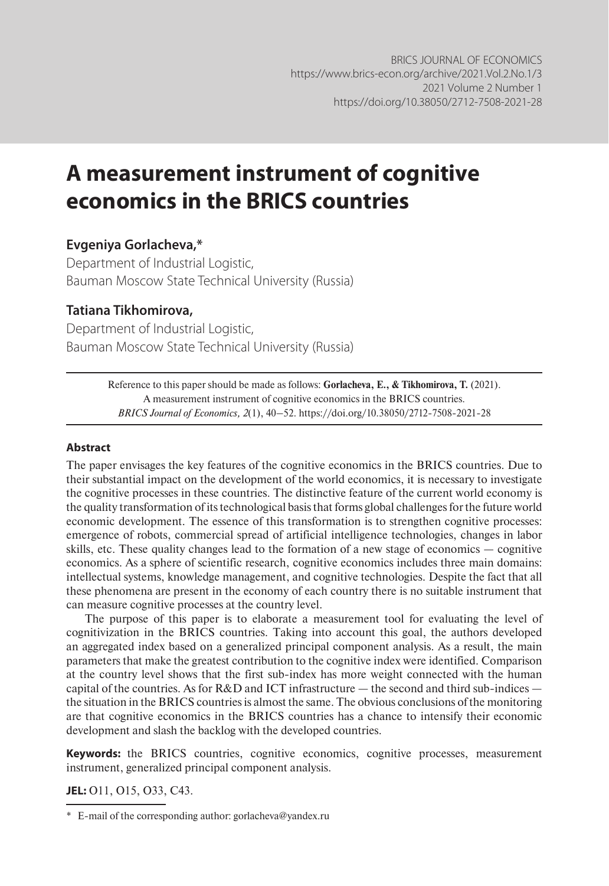BRICS JOURNAL OF ECONOMICS
https://www.brics-econ.org/archive/2021.Vol.2.No.1/3
2021 Volume 2 Number 1
https://doi.org/10.38050/2712-7508-2021-28

# A measurement instrument of cognitive economics in the BRICS countries

**Evgeniya Gorlacheva,***
Department of Industrial Logistic,
Bauman Moscow State Technical University (Russia)

**Tatiana Tikhomirova,**
Department of Industrial Logistic,
Bauman Moscow State Technical University (Russia)

Reference to this paper should be made as follows: **Gorlacheva, E., & Tikhomirova, T.** (2021). A measurement instrument of cognitive economics in the BRICS countries. *BRICS Journal of Economics, 2*(1), 40–52. https://doi.org/10.38050/2712-7508-2021-28

### Abstract

The paper envisages the key features of the cognitive economics in the BRICS countries. Due to their substantial impact on the development of the world economics, it is necessary to investigate the cognitive processes in these countries. The distinctive feature of the current world economy is the quality transformation of its technological basis that forms global challenges for the future world economic development. The essence of this transformation is to strengthen cognitive processes: emergence of robots, commercial spread of artificial intelligence technologies, changes in labor skills, etc. These quality changes lead to the formation of a new stage of economics — cognitive economics. As a sphere of scientific research, cognitive economics includes three main domains: intellectual systems, knowledge management, and cognitive technologies. Despite the fact that all these phenomena are present in the economy of each country there is no suitable instrument that can measure cognitive processes at the country level.

The purpose of this paper is to elaborate a measurement tool for evaluating the level of cognitivization in the BRICS countries. Taking into account this goal, the authors developed an aggregated index based on a generalized principal component analysis. As a result, the main parameters that make the greatest contribution to the cognitive index were identified. Comparison at the country level shows that the first sub-index has more weight connected with the human capital of the countries. As for R&D and ICT infrastructure — the second and third sub-indices — the situation in the BRICS countries is almost the same. The obvious conclusions of the monitoring are that cognitive economics in the BRICS countries has a chance to intensify their economic development and slash the backlog with the developed countries.

**Keywords:** the BRICS countries, cognitive economics, cognitive processes, measurement instrument, generalized principal component analysis.

**JEL:** O11, O15, O33, C43.

* E-mail of the corresponding author: gorlacheva@yandex.ru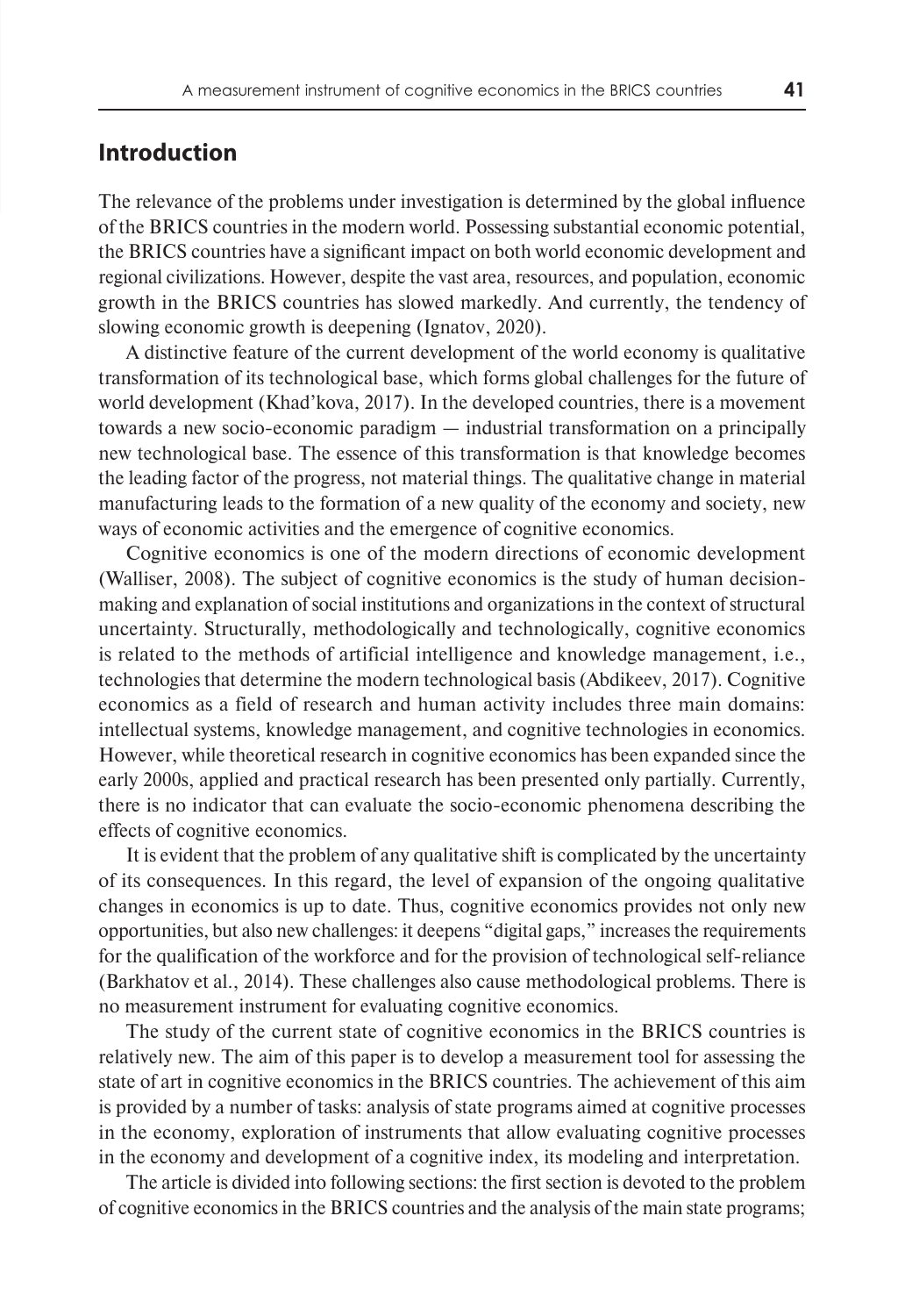## Introduction

The relevance of the problems under investigation is determined by the global influence of the BRICS countries in the modern world. Possessing substantial economic potential, the BRICS countries have a significant impact on both world economic development and regional civilizations. However, despite the vast area, resources, and population, economic growth in the BRICS countries has slowed markedly. And currently, the tendency of slowing economic growth is deepening (Ignatov, 2020).

A distinctive feature of the current development of the world economy is qualitative transformation of its technological base, which forms global challenges for the future of world development (Khad'kova, 2017). In the developed countries, there is a movement towards a new socio-economic paradigm — industrial transformation on a principally new technological base. The essence of this transformation is that knowledge becomes the leading factor of the progress, not material things. The qualitative change in material manufacturing leads to the formation of a new quality of the economy and society, new ways of economic activities and the emergence of cognitive economics.

Cognitive economics is one of the modern directions of economic development (Walliser, 2008). The subject of cognitive economics is the study of human decision-making and explanation of social institutions and organizations in the context of structural uncertainty. Structurally, methodologically and technologically, cognitive economics is related to the methods of artificial intelligence and knowledge management, i.e., technologies that determine the modern technological basis (Abdikeev, 2017). Cognitive economics as a field of research and human activity includes three main domains: intellectual systems, knowledge management, and cognitive technologies in economics. However, while theoretical research in cognitive economics has been expanded since the early 2000s, applied and practical research has been presented only partially. Currently, there is no indicator that can evaluate the socio-economic phenomena describing the effects of cognitive economics.

It is evident that the problem of any qualitative shift is complicated by the uncertainty of its consequences. In this regard, the level of expansion of the ongoing qualitative changes in economics is up to date. Thus, cognitive economics provides not only new opportunities, but also new challenges: it deepens "digital gaps," increases the requirements for the qualification of the workforce and for the provision of technological self-reliance (Barkhatov et al., 2014). These challenges also cause methodological problems. There is no measurement instrument for evaluating cognitive economics.

The study of the current state of cognitive economics in the BRICS countries is relatively new. The aim of this paper is to develop a measurement tool for assessing the state of art in cognitive economics in the BRICS countries. The achievement of this aim is provided by a number of tasks: analysis of state programs aimed at cognitive processes in the economy, exploration of instruments that allow evaluating cognitive processes in the economy and development of a cognitive index, its modeling and interpretation.

The article is divided into following sections: the first section is devoted to the problem of cognitive economics in the BRICS countries and the analysis of the main state programs;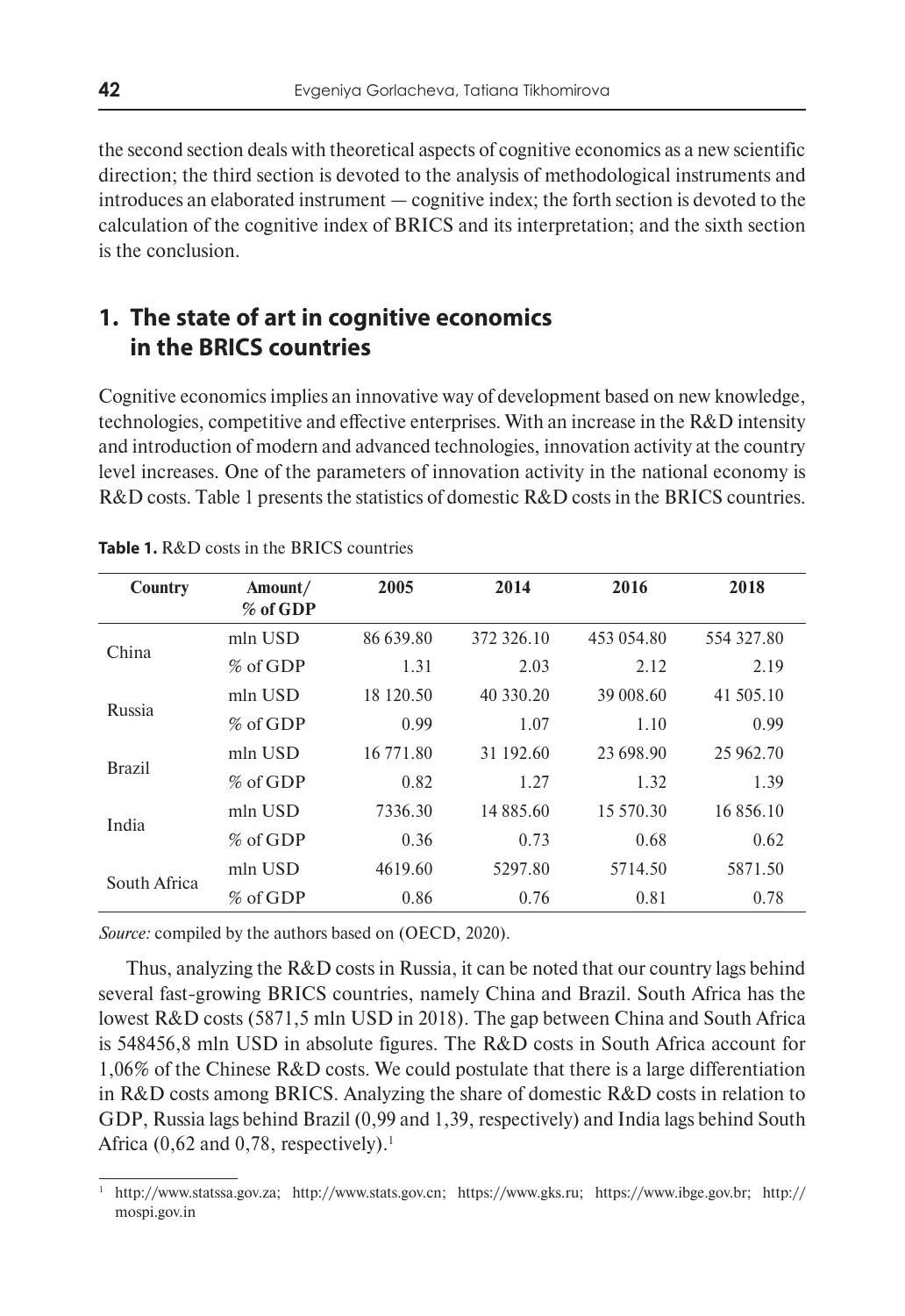the second section deals with theoretical aspects of cognitive economics as a new scientific direction; the third section is devoted to the analysis of methodological instruments and introduces an elaborated instrument — cognitive index; the forth section is devoted to the calculation of the cognitive index of BRICS and its interpretation; and the sixth section is the conclusion.

## 1. The state of art in cognitive economics in the BRICS countries

Cognitive economics implies an innovative way of development based on new knowledge, technologies, competitive and effective enterprises. With an increase in the R&D intensity and introduction of modern and advanced technologies, innovation activity at the country level increases. One of the parameters of innovation activity in the national economy is R&D costs. Table 1 presents the statistics of domestic R&D costs in the BRICS countries.

**Table 1.** R&D costs in the BRICS countries

| Country | Amount/ % of GDP | 2005 | 2014 | 2016 | 2018 |
|---|---|---|---|---|---|
| China | mln USD | 86 639.80 | 372 326.10 | 453 054.80 | 554 327.80 |
| | % of GDP | 1.31 | 2.03 | 2.12 | 2.19 |
| Russia | mln USD | 18 120.50 | 40 330.20 | 39 008.60 | 41 505.10 |
| | % of GDP | 0.99 | 1.07 | 1.10 | 0.99 |
| Brazil | mln USD | 16 771.80 | 31 192.60 | 23 698.90 | 25 962.70 |
| | % of GDP | 0.82 | 1.27 | 1.32 | 1.39 |
| India | mln USD | 7336.30 | 14 885.60 | 15 570.30 | 16 856.10 |
| | % of GDP | 0.36 | 0.73 | 0.68 | 0.62 |
| South Africa | mln USD | 4619.60 | 5297.80 | 5714.50 | 5871.50 |
| | % of GDP | 0.86 | 0.76 | 0.81 | 0.78 |

*Source:* compiled by the authors based on (OECD, 2020).

Thus, analyzing the R&D costs in Russia, it can be noted that our country lags behind several fast-growing BRICS countries, namely China and Brazil. South Africa has the lowest R&D costs (5871,5 mln USD in 2018). The gap between China and South Africa is 548456,8 mln USD in absolute figures. The R&D costs in South Africa account for 1,06% of the Chinese R&D costs. We could postulate that there is a large differentiation in R&D costs among BRICS. Analyzing the share of domestic R&D costs in relation to GDP, Russia lags behind Brazil (0,99 and 1,39, respectively) and India lags behind South Africa (0,62 and 0,78, respectively).[1]

[1] http://www.statssa.gov.za; http://www.stats.gov.cn; https://www.gks.ru; https://www.ibge.gov.br; http://mospi.gov.in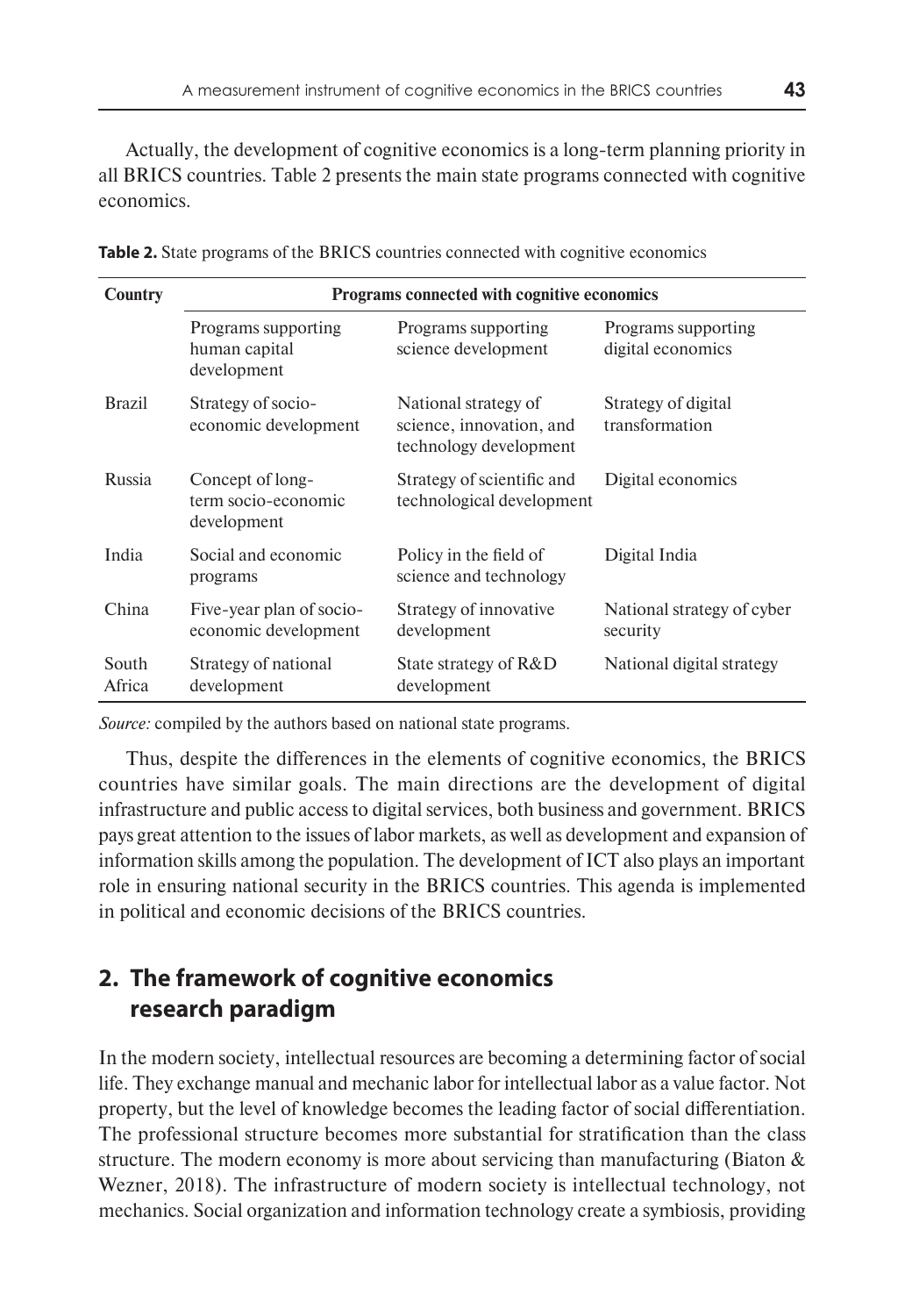Actually, the development of cognitive economics is a long-term planning priority in all BRICS countries. Table 2 presents the main state programs connected with cognitive economics.

**Table 2.** State programs of the BRICS countries connected with cognitive economics

| Country | Programs connected with cognitive economics | | |
|---|---|---|---|
| | Programs supporting human capital development | Programs supporting science development | Programs supporting digital economics |
| Brazil | Strategy of socio-economic development | National strategy of science, innovation, and technology development | Strategy of digital transformation |
| Russia | Concept of long-term socio-economic development | Strategy of scientific and technological development | Digital economics |
| India | Social and economic programs | Policy in the field of science and technology | Digital India |
| China | Five-year plan of socio-economic development | Strategy of innovative development | National strategy of cyber security |
| South Africa | Strategy of national development | State strategy of R&D development | National digital strategy |

*Source:* compiled by the authors based on national state programs.

Thus, despite the differences in the elements of cognitive economics, the BRICS countries have similar goals. The main directions are the development of digital infrastructure and public access to digital services, both business and government. BRICS pays great attention to the issues of labor markets, as well as development and expansion of information skills among the population. The development of ICT also plays an important role in ensuring national security in the BRICS countries. This agenda is implemented in political and economic decisions of the BRICS countries.

## 2. The framework of cognitive economics research paradigm

In the modern society, intellectual resources are becoming a determining factor of social life. They exchange manual and mechanic labor for intellectual labor as a value factor. Not property, but the level of knowledge becomes the leading factor of social differentiation. The professional structure becomes more substantial for stratification than the class structure. The modern economy is more about servicing than manufacturing (Biaton & Wezner, 2018). The infrastructure of modern society is intellectual technology, not mechanics. Social organization and information technology create a symbiosis, providing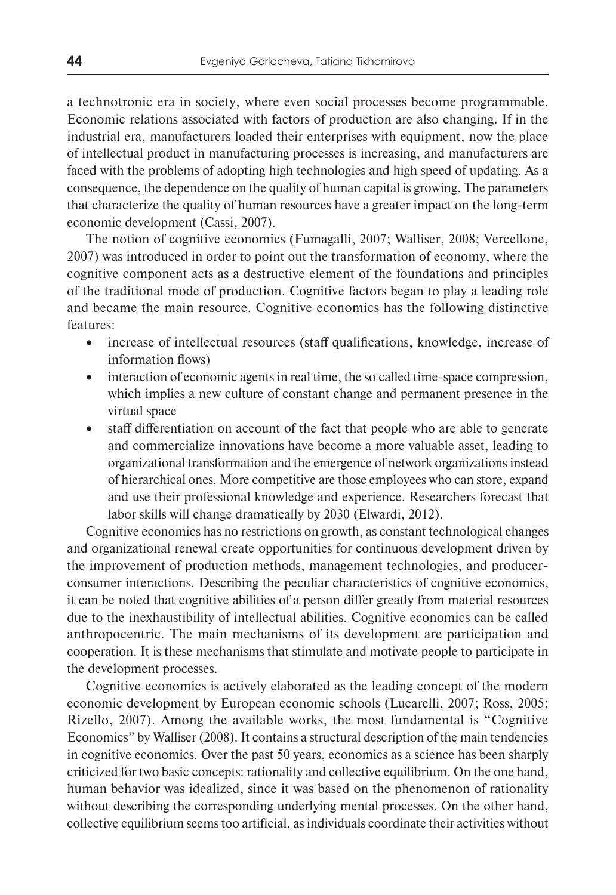a technotronic era in society, where even social processes become programmable. Economic relations associated with factors of production are also changing. If in the industrial era, manufacturers loaded their enterprises with equipment, now the place of intellectual product in manufacturing processes is increasing, and manufacturers are faced with the problems of adopting high technologies and high speed of updating. As a consequence, the dependence on the quality of human capital is growing. The parameters that characterize the quality of human resources have a greater impact on the long-term economic development (Cassi, 2007).

The notion of cognitive economics (Fumagalli, 2007; Walliser, 2008; Vercellone, 2007) was introduced in order to point out the transformation of economy, where the cognitive component acts as a destructive element of the foundations and principles of the traditional mode of production. Cognitive factors began to play a leading role and became the main resource. Cognitive economics has the following distinctive features:

- increase of intellectual resources (staff qualifications, knowledge, increase of information flows)
- interaction of economic agents in real time, the so called time-space compression, which implies a new culture of constant change and permanent presence in the virtual space
- staff differentiation on account of the fact that people who are able to generate and commercialize innovations have become a more valuable asset, leading to organizational transformation and the emergence of network organizations instead of hierarchical ones. More competitive are those employees who can store, expand and use their professional knowledge and experience. Researchers forecast that labor skills will change dramatically by 2030 (Elwardi, 2012).

Cognitive economics has no restrictions on growth, as constant technological changes and organizational renewal create opportunities for continuous development driven by the improvement of production methods, management technologies, and producer-consumer interactions. Describing the peculiar characteristics of cognitive economics, it can be noted that cognitive abilities of a person differ greatly from material resources due to the inexhaustibility of intellectual abilities. Cognitive economics can be called anthropocentric. The main mechanisms of its development are participation and cooperation. It is these mechanisms that stimulate and motivate people to participate in the development processes.

Cognitive economics is actively elaborated as the leading concept of the modern economic development by European economic schools (Lucarelli, 2007; Ross, 2005; Rizello, 2007). Among the available works, the most fundamental is "Cognitive Economics" by Walliser (2008). It contains a structural description of the main tendencies in cognitive economics. Over the past 50 years, economics as a science has been sharply criticized for two basic concepts: rationality and collective equilibrium. On the one hand, human behavior was idealized, since it was based on the phenomenon of rationality without describing the corresponding underlying mental processes. On the other hand, collective equilibrium seems too artificial, as individuals coordinate their activities without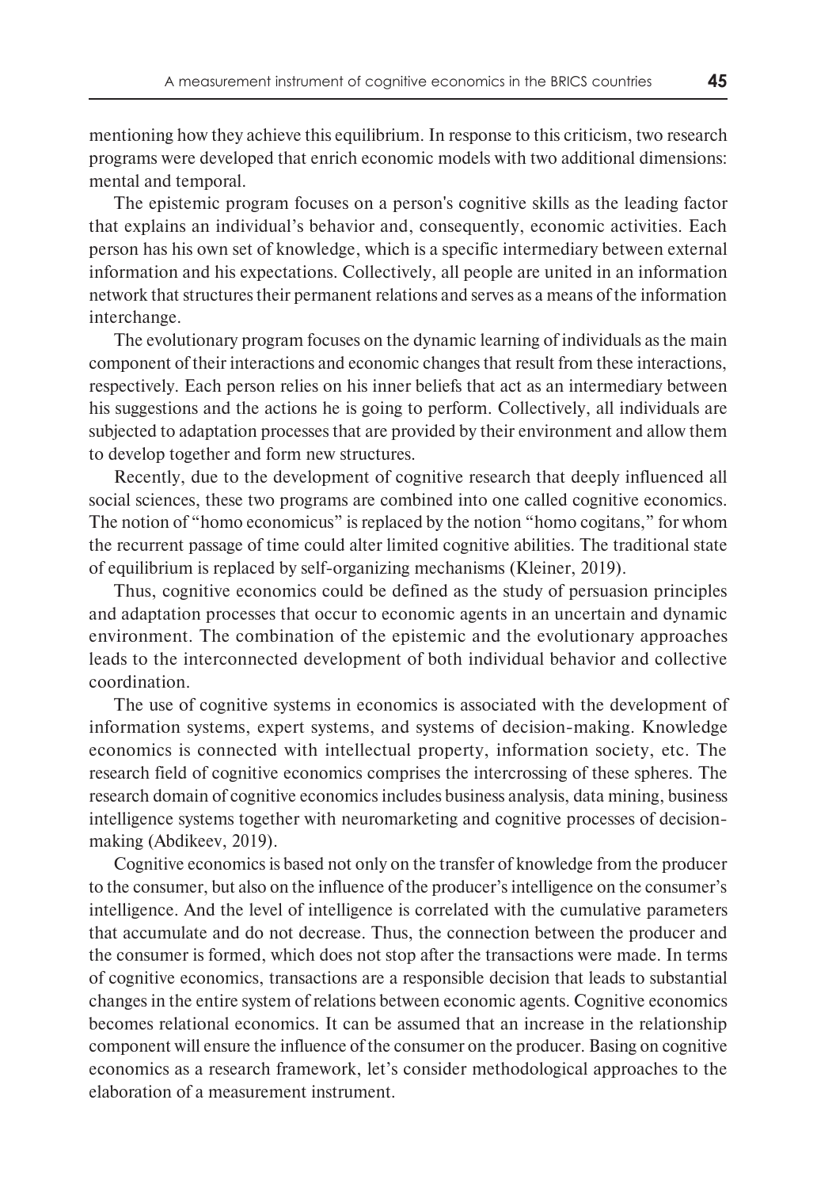mentioning how they achieve this equilibrium. In response to this criticism, two research programs were developed that enrich economic models with two additional dimensions: mental and temporal.

The epistemic program focuses on a person's cognitive skills as the leading factor that explains an individual's behavior and, consequently, economic activities. Each person has his own set of knowledge, which is a specific intermediary between external information and his expectations. Collectively, all people are united in an information network that structures their permanent relations and serves as a means of the information interchange.

The evolutionary program focuses on the dynamic learning of individuals as the main component of their interactions and economic changes that result from these interactions, respectively. Each person relies on his inner beliefs that act as an intermediary between his suggestions and the actions he is going to perform. Collectively, all individuals are subjected to adaptation processes that are provided by their environment and allow them to develop together and form new structures.

Recently, due to the development of cognitive research that deeply influenced all social sciences, these two programs are combined into one called cognitive economics. The notion of "homo economicus" is replaced by the notion "homo cogitans," for whom the recurrent passage of time could alter limited cognitive abilities. The traditional state of equilibrium is replaced by self-organizing mechanisms (Kleiner, 2019).

Thus, cognitive economics could be defined as the study of persuasion principles and adaptation processes that occur to economic agents in an uncertain and dynamic environment. The combination of the epistemic and the evolutionary approaches leads to the interconnected development of both individual behavior and collective coordination.

The use of cognitive systems in economics is associated with the development of information systems, expert systems, and systems of decision-making. Knowledge economics is connected with intellectual property, information society, etc. The research field of cognitive economics comprises the intercrossing of these spheres. The research domain of cognitive economics includes business analysis, data mining, business intelligence systems together with neuromarketing and cognitive processes of decision-making (Abdikeev, 2019).

Cognitive economics is based not only on the transfer of knowledge from the producer to the consumer, but also on the influence of the producer's intelligence on the consumer's intelligence. And the level of intelligence is correlated with the cumulative parameters that accumulate and do not decrease. Thus, the connection between the producer and the consumer is formed, which does not stop after the transactions were made. In terms of cognitive economics, transactions are a responsible decision that leads to substantial changes in the entire system of relations between economic agents. Cognitive economics becomes relational economics. It can be assumed that an increase in the relationship component will ensure the influence of the consumer on the producer. Basing on cognitive economics as a research framework, let's consider methodological approaches to the elaboration of a measurement instrument.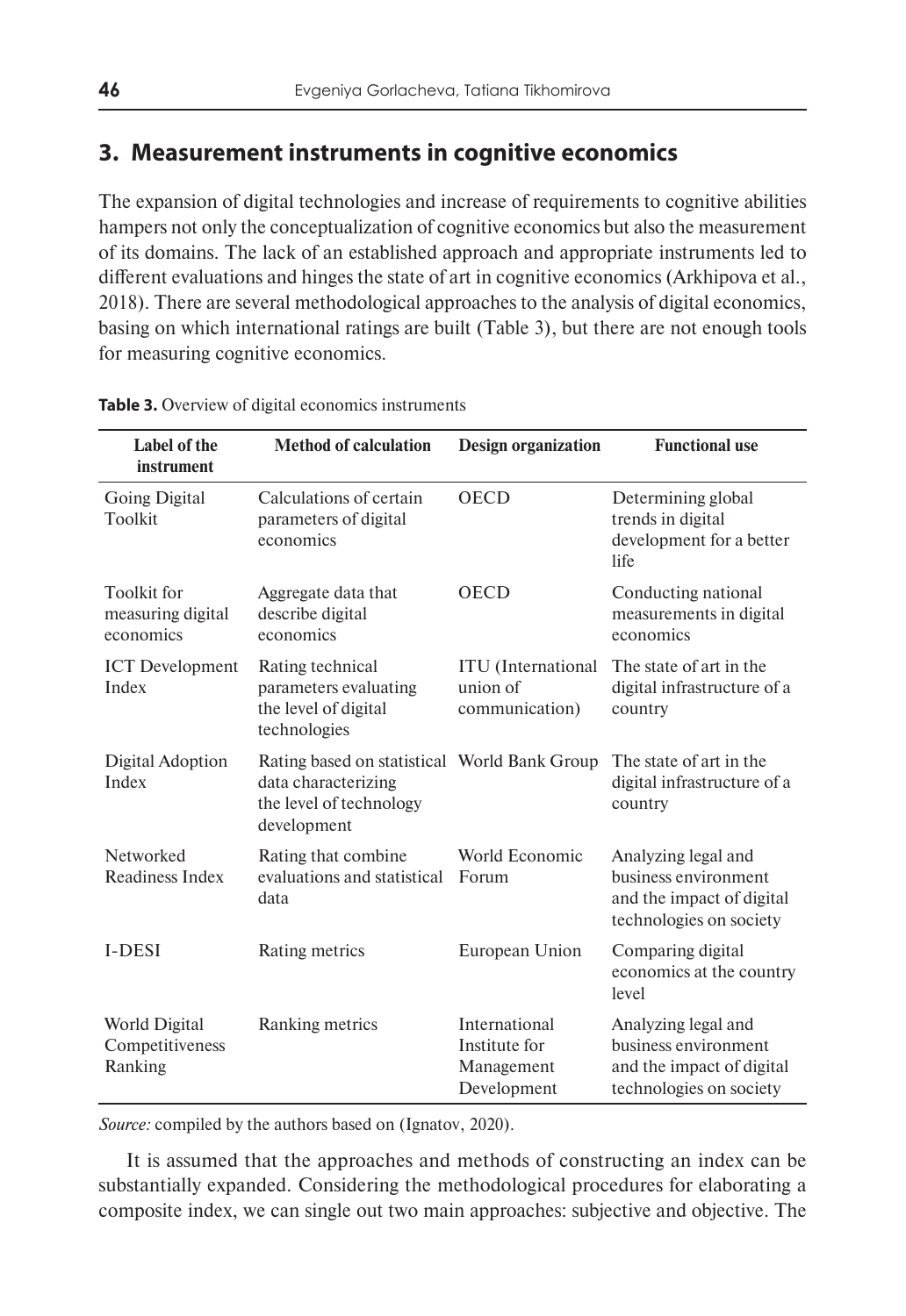## 3. Measurement instruments in cognitive economics

The expansion of digital technologies and increase of requirements to cognitive abilities hampers not only the conceptualization of cognitive economics but also the measurement of its domains. The lack of an established approach and appropriate instruments led to different evaluations and hinges the state of art in cognitive economics (Arkhipova et al., 2018). There are several methodological approaches to the analysis of digital economics, basing on which international ratings are built (Table 3), but there are not enough tools for measuring cognitive economics.

**Table 3.** Overview of digital economics instruments

| Label of the instrument | Method of calculation | Design organization | Functional use |
|---|---|---|---|
| Going Digital Toolkit | Calculations of certain parameters of digital economics | OECD | Determining global trends in digital development for a better life |
| Toolkit for measuring digital economics | Aggregate data that describe digital economics | OECD | Conducting national measurements in digital economics |
| ICT Development Index | Rating technical parameters evaluating the level of digital technologies | ITU (International union of communication) | The state of art in the digital infrastructure of a country |
| Digital Adoption Index | Rating based on statistical data characterizing the level of technology development | World Bank Group | The state of art in the digital infrastructure of a country |
| Networked Readiness Index | Rating that combine evaluations and statistical data | World Economic Forum | Analyzing legal and business environment and the impact of digital technologies on society |
| I-DESI | Rating metrics | European Union | Comparing digital economics at the country level |
| World Digital Competitiveness Ranking | Ranking metrics | International Institute for Management Development | Analyzing legal and business environment and the impact of digital technologies on society |

*Source:* compiled by the authors based on (Ignatov, 2020).

It is assumed that the approaches and methods of constructing an index can be substantially expanded. Considering the methodological procedures for elaborating a composite index, we can single out two main approaches: subjective and objective. The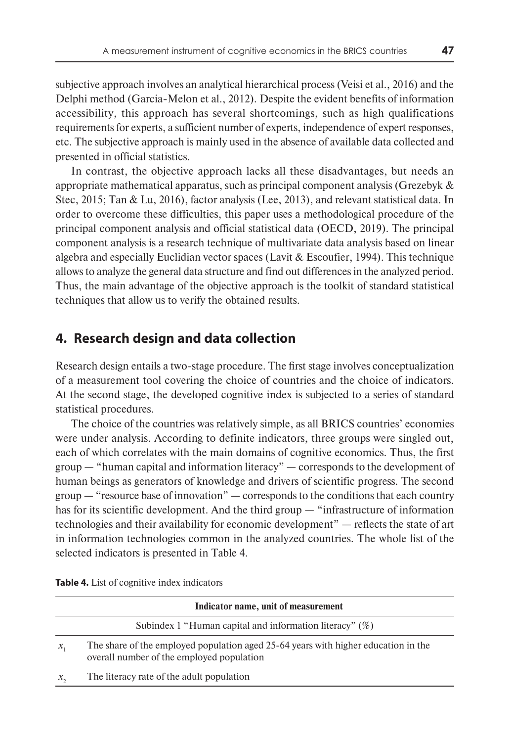subjective approach involves an analytical hierarchical process (Veisi et al., 2016) and the Delphi method (Garcia-Melon et al., 2012). Despite the evident benefits of information accessibility, this approach has several shortcomings, such as high qualifications requirements for experts, a sufficient number of experts, independence of expert responses, etc. The subjective approach is mainly used in the absence of available data collected and presented in official statistics.

In contrast, the objective approach lacks all these disadvantages, but needs an appropriate mathematical apparatus, such as principal component analysis (Grezebyk & Stec, 2015; Tan & Lu, 2016), factor analysis (Lee, 2013), and relevant statistical data. In order to overcome these difficulties, this paper uses a methodological procedure of the principal component analysis and official statistical data (OECD, 2019). The principal component analysis is a research technique of multivariate data analysis based on linear algebra and especially Euclidian vector spaces (Lavit & Escoufier, 1994). This technique allows to analyze the general data structure and find out differences in the analyzed period. Thus, the main advantage of the objective approach is the toolkit of standard statistical techniques that allow us to verify the obtained results.

## 4. Research design and data collection

Research design entails a two-stage procedure. The first stage involves conceptualization of a measurement tool covering the choice of countries and the choice of indicators. At the second stage, the developed cognitive index is subjected to a series of standard statistical procedures.

The choice of the countries was relatively simple, as all BRICS countries' economies were under analysis. According to definite indicators, three groups were singled out, each of which correlates with the main domains of cognitive economics. Thus, the first group — "human capital and information literacy" — corresponds to the development of human beings as generators of knowledge and drivers of scientific progress. The second group — "resource base of innovation" — corresponds to the conditions that each country has for its scientific development. And the third group — "infrastructure of information technologies and their availability for economic development" — reflects the state of art in information technologies common in the analyzed countries. The whole list of the selected indicators is presented in Table 4.

**Table 4.** List of cognitive index indicators

| | Indicator name, unit of measurement |
|---|---|
| | Subindex 1 "Human capital and information literacy" (%) |
| $x_1$ | The share of the employed population aged 25-64 years with higher education in the overall number of the employed population |
| $x_2$ | The literacy rate of the adult population |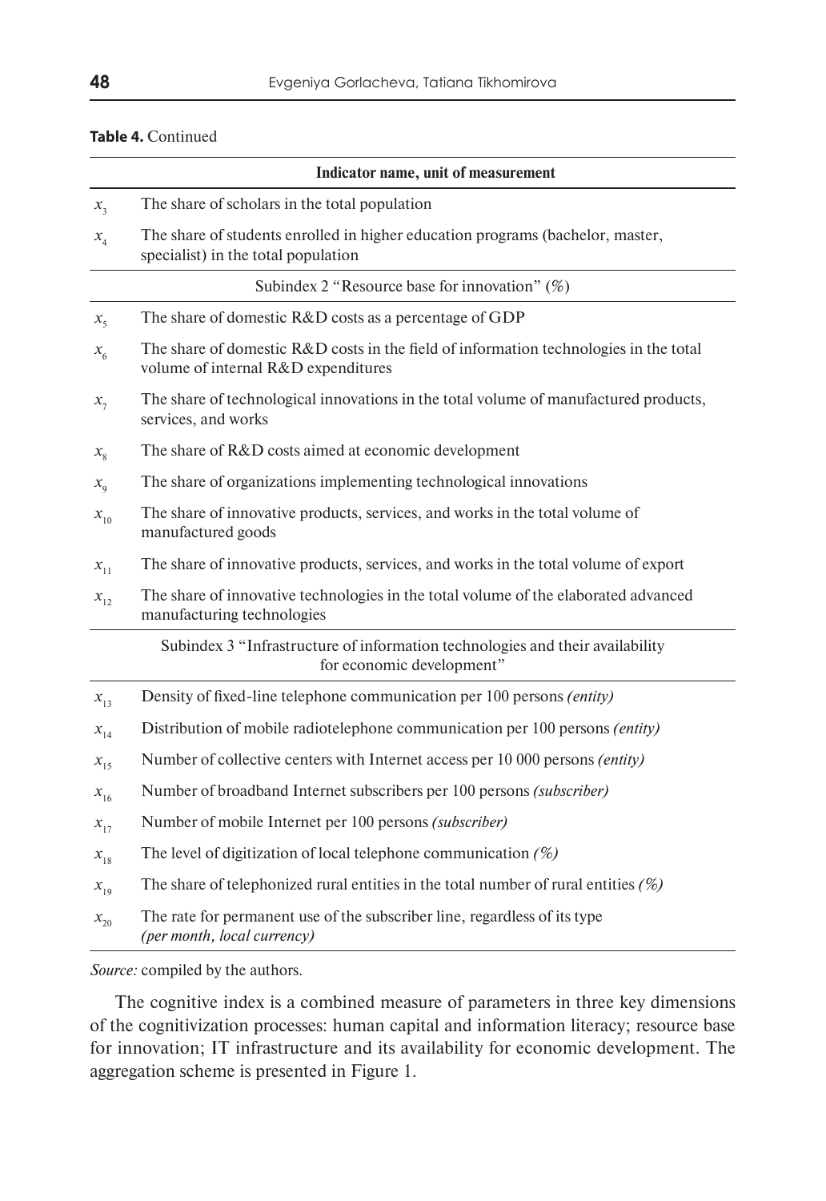**Table 4.** Continued

| | Indicator name, unit of measurement |
|---|---|
| $x_3$ | The share of scholars in the total population |
| $x_4$ | The share of students enrolled in higher education programs (bachelor, master, specialist) in the total population |
| | Subindex 2 "Resource base for innovation" (%) |
| $x_5$ | The share of domestic R&D costs as a percentage of GDP |
| $x_6$ | The share of domestic R&D costs in the field of information technologies in the total volume of internal R&D expenditures |
| $x_7$ | The share of technological innovations in the total volume of manufactured products, services, and works |
| $x_8$ | The share of R&D costs aimed at economic development |
| $x_9$ | The share of organizations implementing technological innovations |
| $x_{10}$ | The share of innovative products, services, and works in the total volume of manufactured goods |
| $x_{11}$ | The share of innovative products, services, and works in the total volume of export |
| $x_{12}$ | The share of innovative technologies in the total volume of the elaborated advanced manufacturing technologies |
| | Subindex 3 "Infrastructure of information technologies and their availability for economic development" |
| $x_{13}$ | Density of fixed-line telephone communication per 100 persons *(entity)* |
| $x_{14}$ | Distribution of mobile radiotelephone communication per 100 persons *(entity)* |
| $x_{15}$ | Number of collective centers with Internet access per 10 000 persons *(entity)* |
| $x_{16}$ | Number of broadband Internet subscribers per 100 persons *(subscriber)* |
| $x_{17}$ | Number of mobile Internet per 100 persons *(subscriber)* |
| $x_{18}$ | The level of digitization of local telephone communication *(%)* |
| $x_{19}$ | The share of telephonized rural entities in the total number of rural entities *(%)* |
| $x_{20}$ | The rate for permanent use of the subscriber line, regardless of its type *(per month, local currency)* |

*Source:* compiled by the authors.

The cognitive index is a combined measure of parameters in three key dimensions of the cognitivization processes: human capital and information literacy; resource base for innovation; IT infrastructure and its availability for economic development. The aggregation scheme is presented in Figure 1.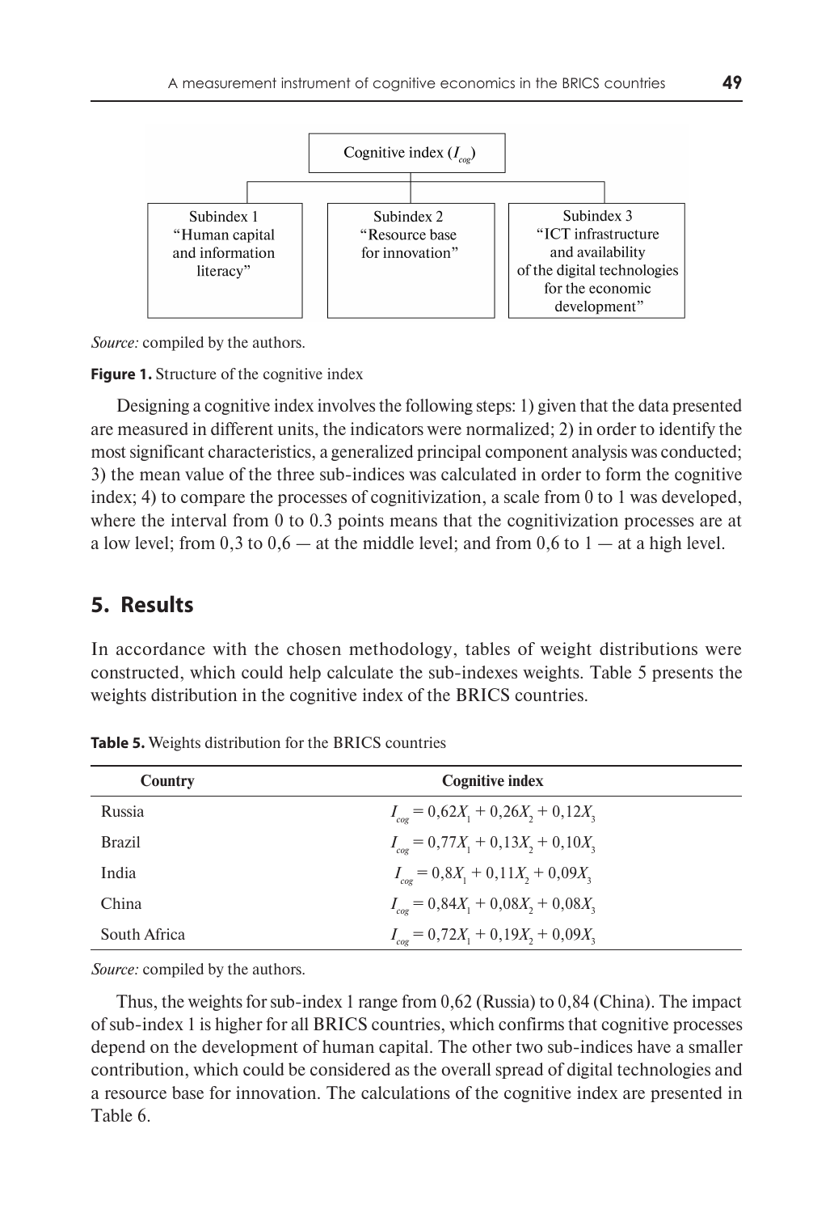Cognitive index ($I_{cog}$)

Subindex 1 "Human capital and information literacy"

Subindex 2 "Resource base for innovation"

Subindex 3 "ICT infrastructure and availability of the digital technologies for the economic development"

*Source:* compiled by the authors.

**Figure 1.** Structure of the cognitive index

Designing a cognitive index involves the following steps: 1) given that the data presented are measured in different units, the indicators were normalized; 2) in order to identify the most significant characteristics, a generalized principal component analysis was conducted; 3) the mean value of the three sub-indices was calculated in order to form the cognitive index; 4) to compare the processes of cognitivization, a scale from 0 to 1 was developed, where the interval from 0 to 0.3 points means that the cognitivization processes are at a low level; from 0,3 to 0,6 — at the middle level; and from 0,6 to 1 — at a high level.

## 5. Results

In accordance with the chosen methodology, tables of weight distributions were constructed, which could help calculate the sub-indexes weights. Table 5 presents the weights distribution in the cognitive index of the BRICS countries.

**Table 5.** Weights distribution for the BRICS countries

| Country | Cognitive index |
|---|---|
| Russia | $I_{cog} = 0{,}62X_1 + 0{,}26X_2 + 0{,}12X_3$ |
| Brazil | $I_{cog} = 0{,}77X_1 + 0{,}13X_2 + 0{,}10X_3$ |
| India | $I_{cog} = 0{,}8X_1 + 0{,}11X_2 + 0{,}09X_3$ |
| China | $I_{cog} = 0{,}84X_1 + 0{,}08X_2 + 0{,}08X_3$ |
| South Africa | $I_{cog} = 0{,}72X_1 + 0{,}19X_2 + 0{,}09X_3$ |

*Source:* compiled by the authors.

Thus, the weights for sub-index 1 range from 0,62 (Russia) to 0,84 (China). The impact of sub-index 1 is higher for all BRICS countries, which confirms that cognitive processes depend on the development of human capital. The other two sub-indices have a smaller contribution, which could be considered as the overall spread of digital technologies and a resource base for innovation. The calculations of the cognitive index are presented in Table 6.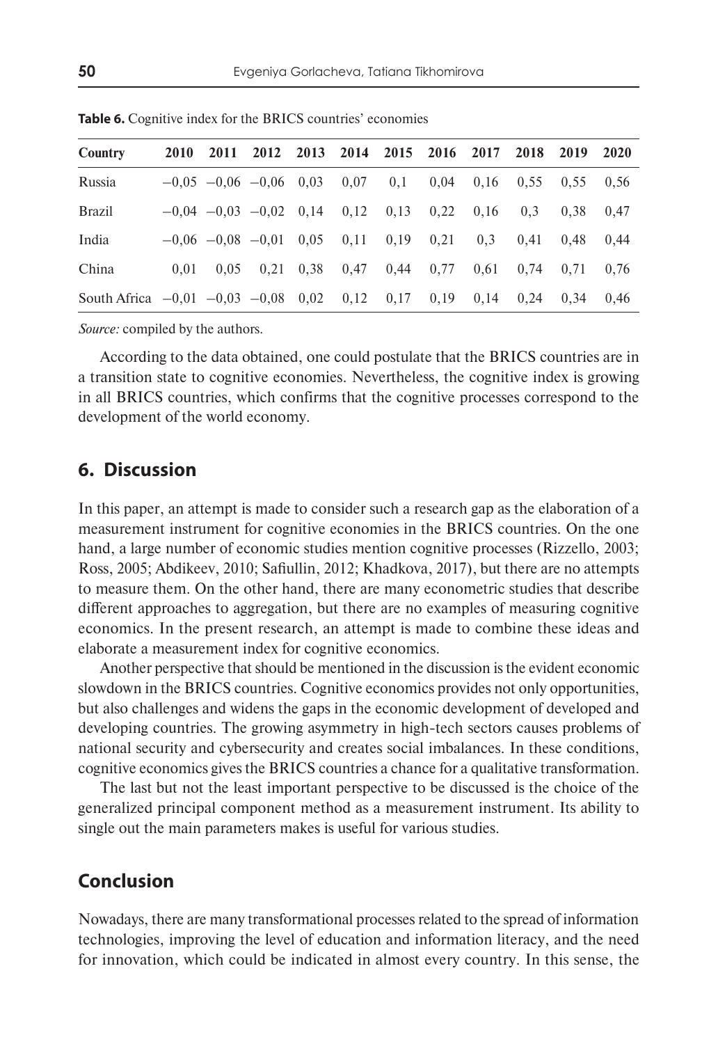**Table 6.** Cognitive index for the BRICS countries' economies

| Country | 2010 | 2011 | 2012 | 2013 | 2014 | 2015 | 2016 | 2017 | 2018 | 2019 | 2020 |
|---|---|---|---|---|---|---|---|---|---|---|---|
| Russia | −0,05 | −0,06 | −0,06 | 0,03 | 0,07 | 0,1 | 0,04 | 0,16 | 0,55 | 0,55 | 0,56 |
| Brazil | −0,04 | −0,03 | −0,02 | 0,14 | 0,12 | 0,13 | 0,22 | 0,16 | 0,3 | 0,38 | 0,47 |
| India | −0,06 | −0,08 | −0,01 | 0,05 | 0,11 | 0,19 | 0,21 | 0,3 | 0,41 | 0,48 | 0,44 |
| China | 0,01 | 0,05 | 0,21 | 0,38 | 0,47 | 0,44 | 0,77 | 0,61 | 0,74 | 0,71 | 0,76 |
| South Africa | −0,01 | −0,03 | −0,08 | 0,02 | 0,12 | 0,17 | 0,19 | 0,14 | 0,24 | 0,34 | 0,46 |

*Source:* compiled by the authors.

According to the data obtained, one could postulate that the BRICS countries are in a transition state to cognitive economies. Nevertheless, the cognitive index is growing in all BRICS countries, which confirms that the cognitive processes correspond to the development of the world economy.

## 6. Discussion

In this paper, an attempt is made to consider such a research gap as the elaboration of a measurement instrument for cognitive economies in the BRICS countries. On the one hand, a large number of economic studies mention cognitive processes (Rizzello, 2003; Ross, 2005; Abdikeev, 2010; Safiullin, 2012; Khadkova, 2017), but there are no attempts to measure them. On the other hand, there are many econometric studies that describe different approaches to aggregation, but there are no examples of measuring cognitive economics. In the present research, an attempt is made to combine these ideas and elaborate a measurement index for cognitive economics.

Another perspective that should be mentioned in the discussion is the evident economic slowdown in the BRICS countries. Cognitive economics provides not only opportunities, but also challenges and widens the gaps in the economic development of developed and developing countries. The growing asymmetry in high-tech sectors causes problems of national security and cybersecurity and creates social imbalances. In these conditions, cognitive economics gives the BRICS countries a chance for a qualitative transformation.

The last but not the least important perspective to be discussed is the choice of the generalized principal component method as a measurement instrument. Its ability to single out the main parameters makes is useful for various studies.

## Conclusion

Nowadays, there are many transformational processes related to the spread of information technologies, improving the level of education and information literacy, and the need for innovation, which could be indicated in almost every country. In this sense, the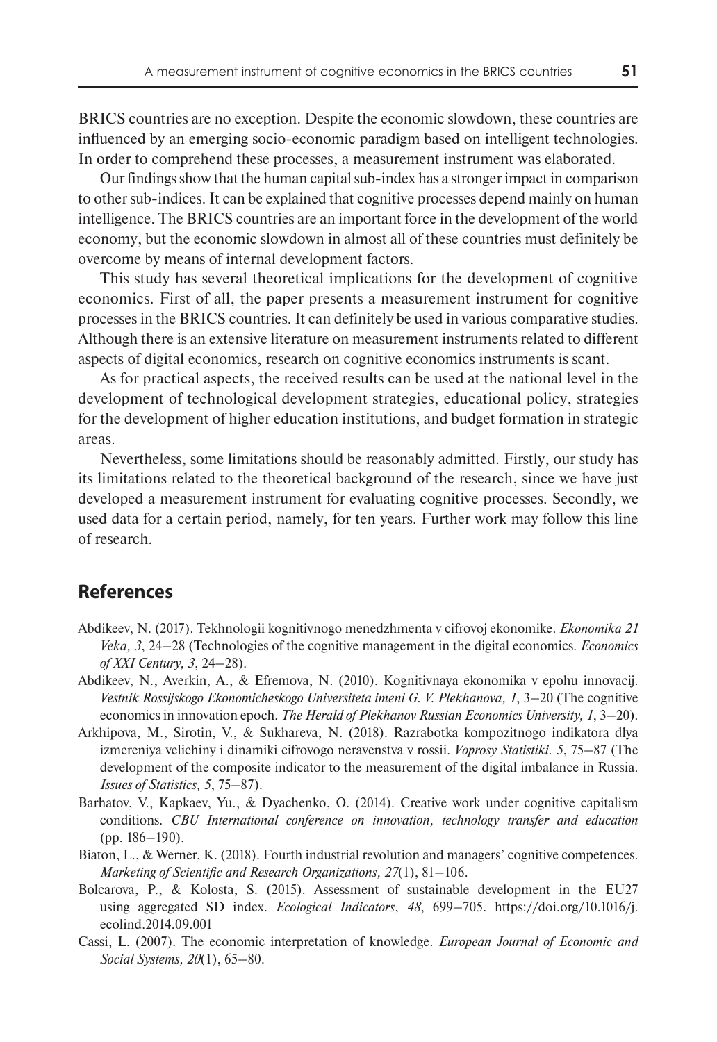BRICS countries are no exception. Despite the economic slowdown, these countries are influenced by an emerging socio-economic paradigm based on intelligent technologies. In order to comprehend these processes, a measurement instrument was elaborated.

Our findings show that the human capital sub-index has a stronger impact in comparison to other sub-indices. It can be explained that cognitive processes depend mainly on human intelligence. The BRICS countries are an important force in the development of the world economy, but the economic slowdown in almost all of these countries must definitely be overcome by means of internal development factors.

This study has several theoretical implications for the development of cognitive economics. First of all, the paper presents a measurement instrument for cognitive processes in the BRICS countries. It can definitely be used in various comparative studies. Although there is an extensive literature on measurement instruments related to different aspects of digital economics, research on cognitive economics instruments is scant.

As for practical aspects, the received results can be used at the national level in the development of technological development strategies, educational policy, strategies for the development of higher education institutions, and budget formation in strategic areas.

Nevertheless, some limitations should be reasonably admitted. Firstly, our study has its limitations related to the theoretical background of the research, since we have just developed a measurement instrument for evaluating cognitive processes. Secondly, we used data for a certain period, namely, for ten years. Further work may follow this line of research.

## References

Abdikeev, N. (2017). Tekhnologii kognitivnogo menedzhmenta v cifrovoj ekonomike. *Ekonomika 21 Veka, 3*, 24–28 (Technologies of the cognitive management in the digital economics. *Economics of XXI Century, 3*, 24–28).

Abdikeev, N., Averkin, A., & Efremova, N. (2010). Kognitivnaya ekonomika v epohu innovacij. *Vestnik Rossijskogo Ekonomicheskogo Universiteta imeni G. V. Plekhanova, 1*, 3–20 (The cognitive economics in innovation epoch. *The Herald of Plekhanov Russian Economics University, 1*, 3–20).

Arkhipova, M., Sirotin, V., & Sukhareva, N. (2018). Razrabotka kompozitnogo indikatora dlya izmereniya velichiny i dinamiki cifrovogo neravenstva v rossii. *Voprosy Statistiki. 5*, 75–87 (The development of the composite indicator to the measurement of the digital imbalance in Russia. *Issues of Statistics, 5*, 75–87).

Barhatov, V., Kapkaev, Yu., & Dyachenko, O. (2014). Creative work under cognitive capitalism conditions. *CBU International conference on innovation, technology transfer and education* (pp. 186–190).

Biaton, L., & Werner, K. (2018). Fourth industrial revolution and managers' cognitive competences. *Marketing of Scientific and Research Organizations, 27*(1), 81–106.

Bolcarova, P., & Kolosta, S. (2015). Assessment of sustainable development in the EU27 using aggregated SD index. *Ecological Indicators*, *48*, 699–705. https://doi.org/10.1016/j.ecolind.2014.09.001

Cassi, L. (2007). The economic interpretation of knowledge. *European Journal of Economic and Social Systems, 20*(1), 65–80.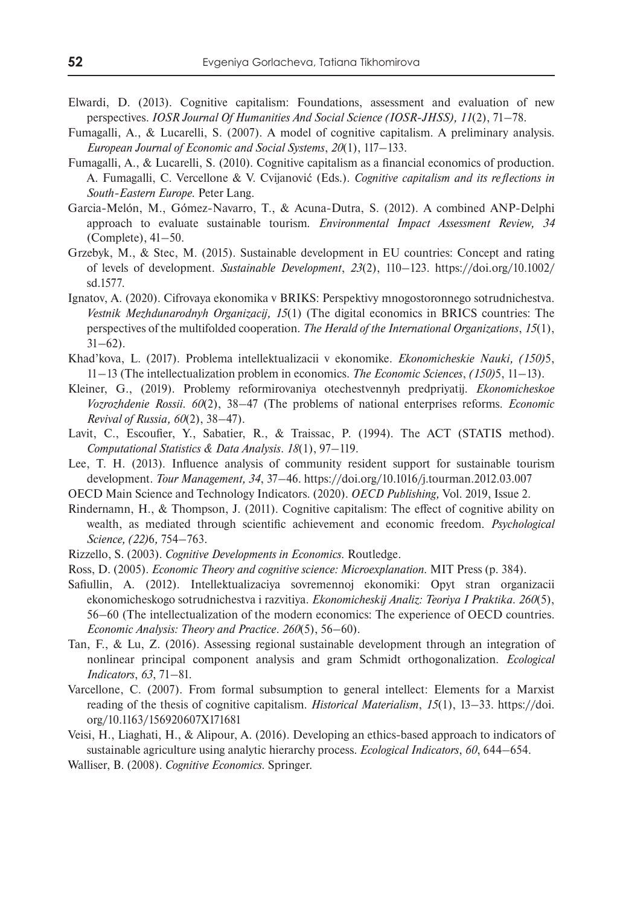Elwardi, D. (2013). Cognitive capitalism: Foundations, assessment and evaluation of new perspectives. *IOSR Journal Of Humanities And Social Science (IOSR-JHSS), 11*(2), 71–78.

Fumagalli, A., & Lucarelli, S. (2007). A model of cognitive capitalism. A preliminary analysis. *European Journal of Economic and Social Systems*, *20*(1), 117–133.

Fumagalli, A., & Lucarelli, S. (2010). Cognitive capitalism as a financial economics of production. A. Fumagalli, C. Vercellone & V. Cvijanović (Eds.). *Cognitive capitalism and its reflections in South-Eastern Europe.* Peter Lang.

Garcia-Melón, M., Gómez-Navarro, T., & Acuna-Dutra, S. (2012). A combined ANP-Delphi approach to evaluate sustainable tourism. *Environmental Impact Assessment Review, 34* (Complete), 41–50.

Grzebyk, M., & Stec, M. (2015). Sustainable development in EU countries: Concept and rating of levels of development. *Sustainable Development*, *23*(2), 110–123. https://doi.org/10.1002/sd.1577.

Ignatov, A. (2020). Cifrovaya ekonomika v BRIKS: Perspektivy mnogostoronnego sotrudnichestva. *Vestnik Mezhdunarodnyh Organizacij, 15*(1) (The digital economics in BRICS countries: The perspectives of the multifolded cooperation. *The Herald of the International Organizations*, *15*(1), 31–62).

Khad'kova, L. (2017). Problema intellektualizacii v ekonomike. *Ekonomicheskie Nauki, (150)*5, 11–13 (The intellectualization problem in economics. *The Economic Sciences*, *(150)*5, 11–13).

Kleiner, G., (2019). Problemy reformirovaniya otechestvennyh predpriyatij. *Ekonomicheskoe Vozrozhdenie Rossii. 60*(2), 38–47 (The problems of national enterprises reforms. *Economic Revival of Russia, 60*(2), 38–47).

Lavit, C., Escoufier, Y., Sabatier, R., & Traissac, P. (1994). The ACT (STATIS method). *Computational Statistics & Data Analysis*. *18*(1), 97–119.

Lee, T. H. (2013). Influence analysis of community resident support for sustainable tourism development. *Tour Management, 34*, 37–46. https://doi.org/10.1016/j.tourman.2012.03.007

OECD Main Science and Technology Indicators. (2020). *OECD Publishing,* Vol. 2019, Issue 2.

Rindernamn, H., & Thompson, J. (2011). Cognitive capitalism: The effect of cognitive ability on wealth, as mediated through scientific achievement and economic freedom. *Psychological Science, (22)*6*,* 754–763.

Rizzello, S. (2003). *Cognitive Developments in Economics.* Routledge.

Ross, D. (2005). *Economic Theory and cognitive science: Microexplanation.* MIT Press (p. 384).

Safiullin, A. (2012). Intellektualizaciya sovremennoj ekonomiki: Opyt stran organizacii ekonomicheskogo sotrudnichestva i razvitiya. *Ekonomicheskij Analiz: Teoriya I Praktika*. *260*(5), 56–60 (The intellectualization of the modern economics: The experience of OECD countries. *Economic Analysis: Theory and Practice*. *260*(5), 56–60).

Tan, F., & Lu, Z. (2016). Assessing regional sustainable development through an integration of nonlinear principal component analysis and gram Schmidt orthogonalization. *Ecological Indicators*, *63*, 71–81.

Varcellone, C. (2007). From formal subsumption to general intellect: Elements for a Marxist reading of the thesis of cognitive capitalism. *Historical Materialism*, *15*(1), 13–33. https://doi.org/10.1163/156920607X171681

Veisi, H., Liaghati, H., & Alipour, A. (2016). Developing an ethics-based approach to indicators of sustainable agriculture using analytic hierarchy process. *Ecological Indicators*, *60*, 644–654.

Walliser, B. (2008). *Cognitive Economics.* Springer.